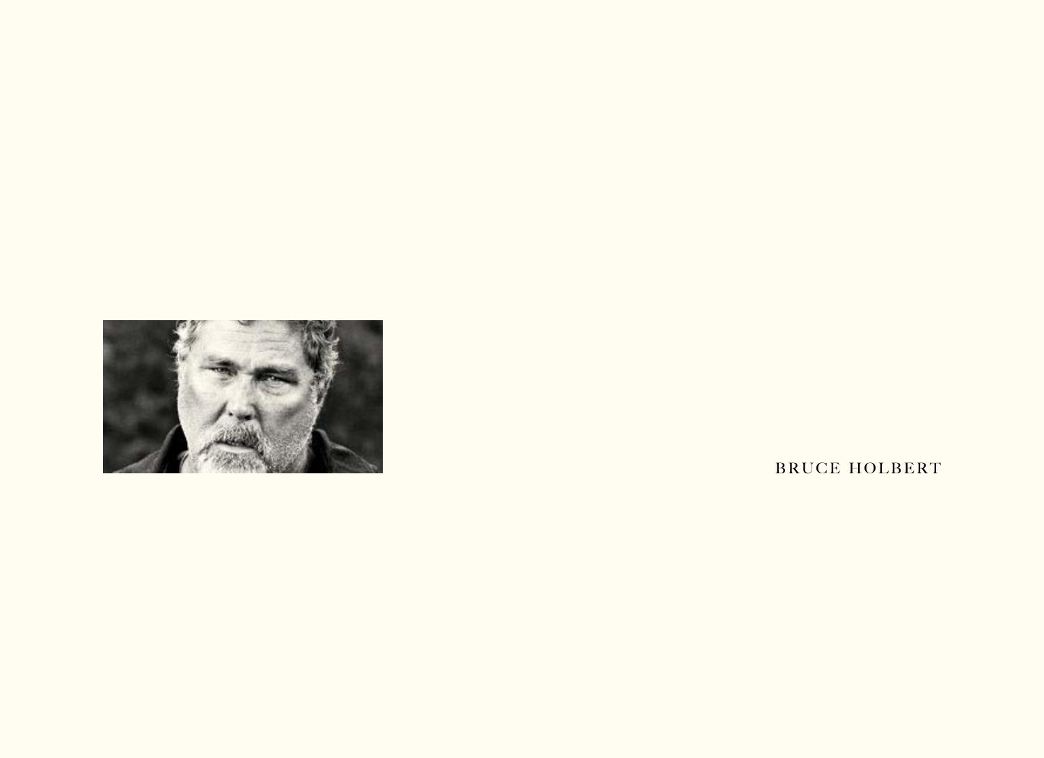BRUCE HOLBERT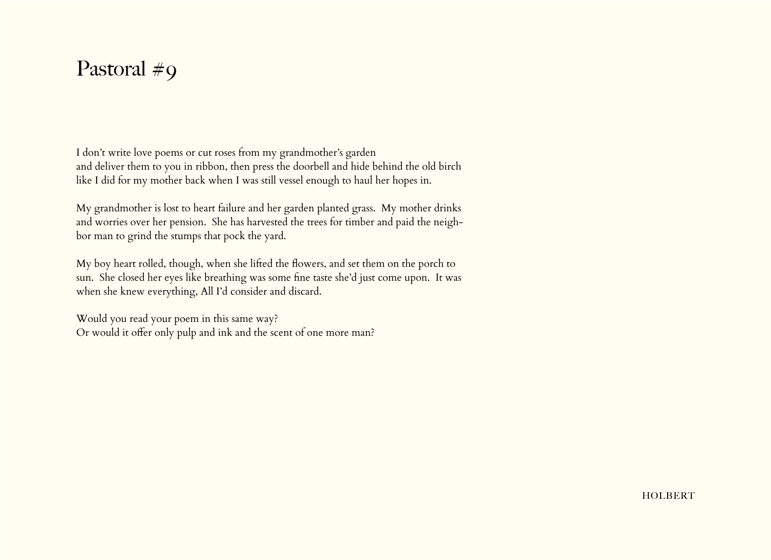# Pastoral #9

I don't write love poems or cut roses from my grandmother's garden
and deliver them to you in ribbon, then press the doorbell and hide behind the old birch
like I did for my mother back when I was still vessel enough to haul her hopes in.

My grandmother is lost to heart failure and her garden planted grass. My mother drinks and worries over her pension. She has harvested the trees for timber and paid the neighbor man to grind the stumps that pock the yard.

My boy heart rolled, though, when she lifted the flowers, and set them on the porch to sun. She closed her eyes like breathing was some fine taste she'd just come upon. It was when she knew everything, All I'd consider and discard.

Would you read your poem in this same way?
Or would it offer only pulp and ink and the scent of one more man?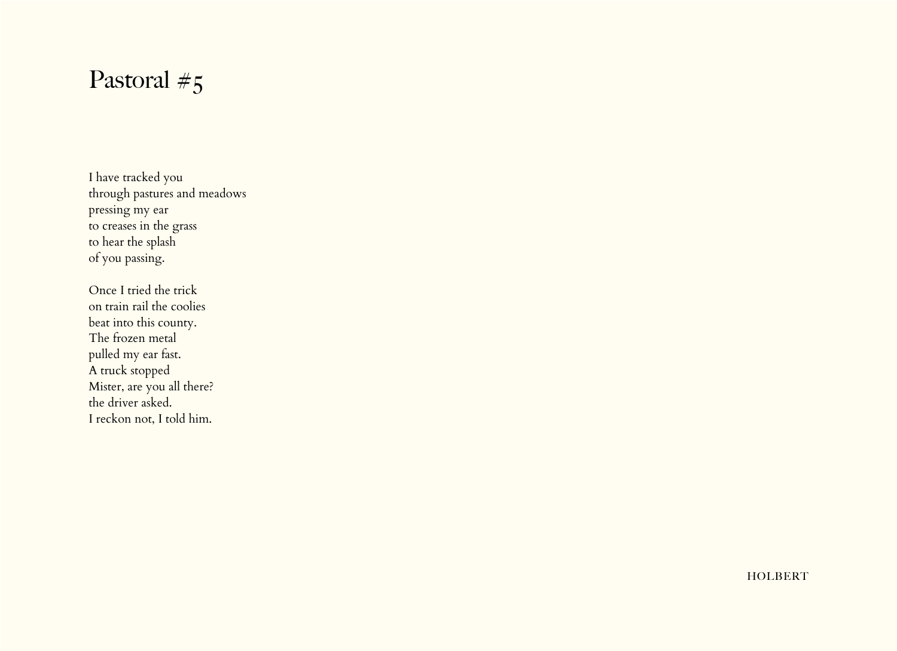# Pastoral #5

I have tracked you  
through pastures and meadows  
pressing my ear  
to creases in the grass  
to hear the splash  
of you passing.

Once I tried the trick  
on train rail the coolies  
beat into this county.  
The frozen metal  
pulled my ear fast.  
A truck stopped  
Mister, are you all there?  
the driver asked.  
I reckon not, I told him.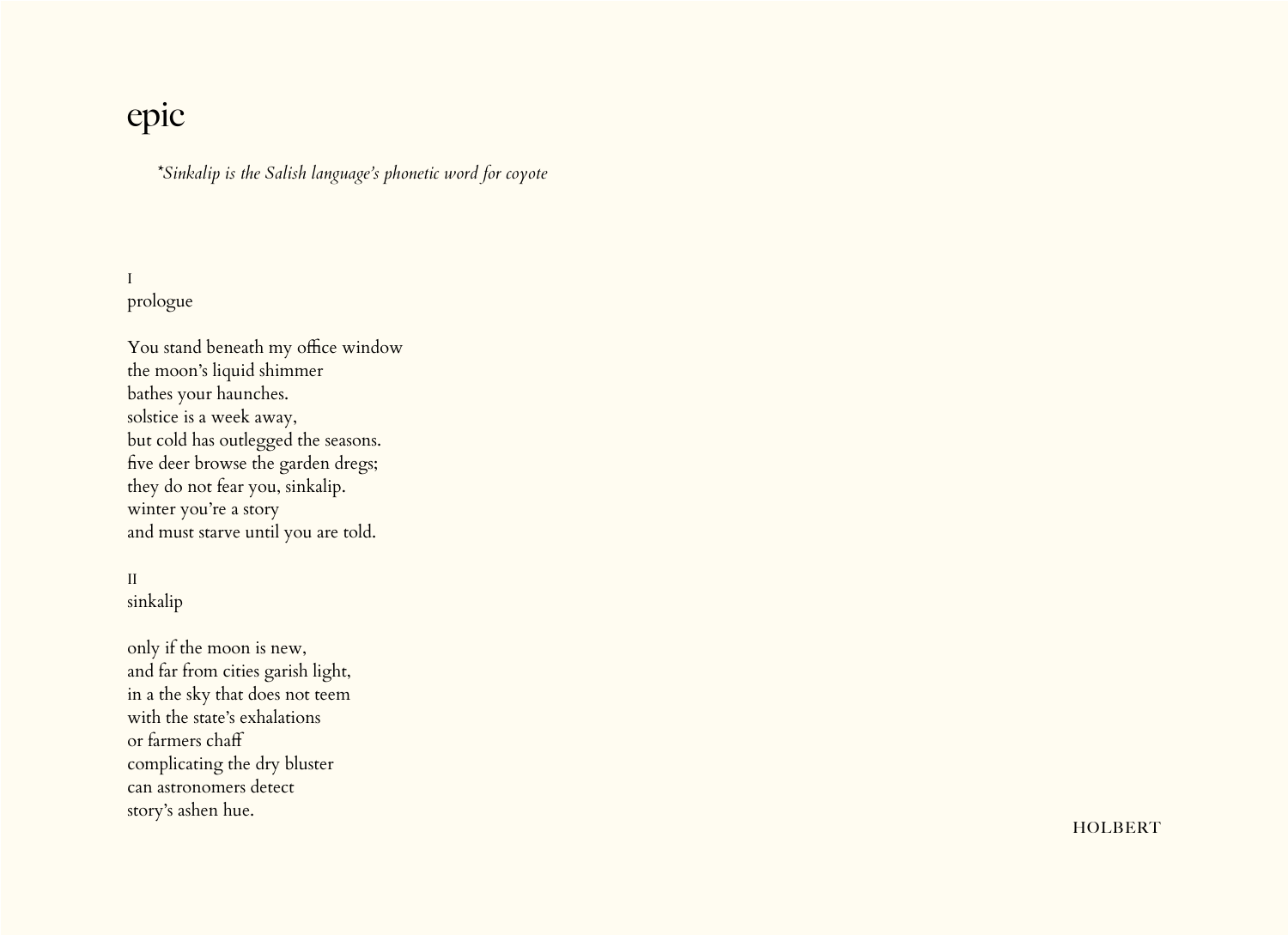# epic

*\*Sinkalip is the Salish language's phonetic word for coyote*

I
prologue

You stand beneath my office window
the moon's liquid shimmer
bathes your haunches.
solstice is a week away,
but cold has outlegged the seasons.
five deer browse the garden dregs;
they do not fear you, sinkalip.
winter you're a story
and must starve until you are told.

II
sinkalip

only if the moon is new,
and far from cities garish light,
in a the sky that does not teem
with the state's exhalations
or farmers chaff
complicating the dry bluster
can astronomers detect
story's ashen hue.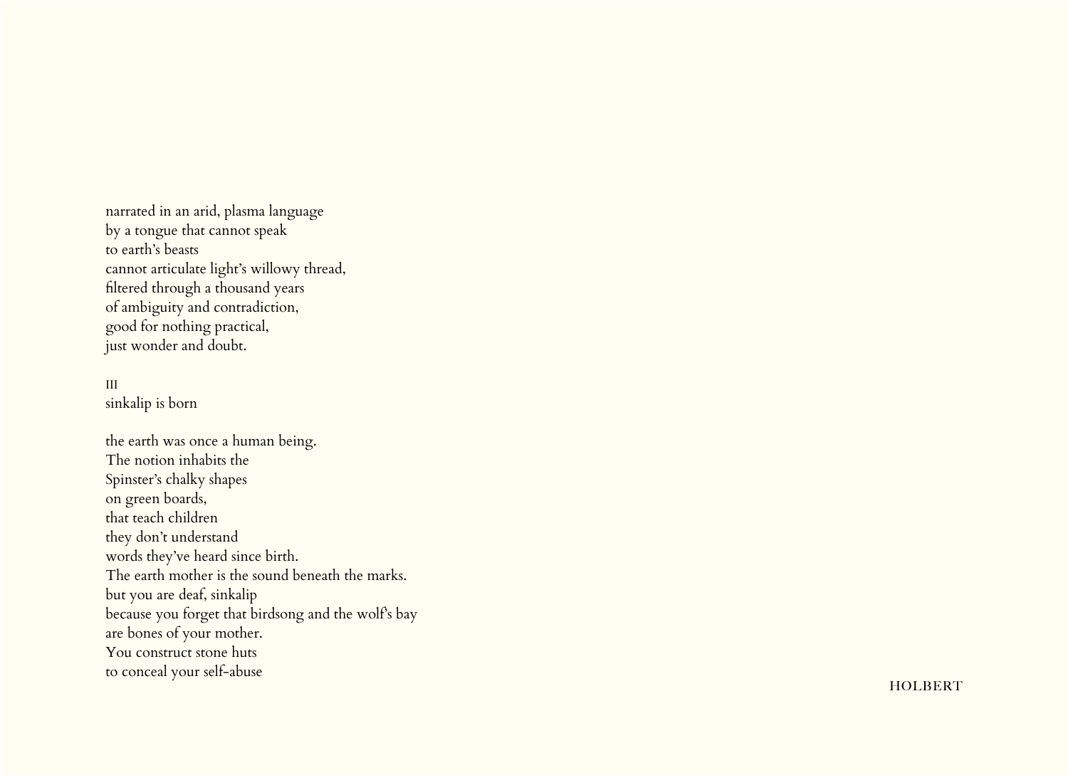narrated in an arid, plasma language  
by a tongue that cannot speak  
to earth's beasts  
cannot articulate light's willowy thread,  
filtered through a thousand years  
of ambiguity and contradiction,  
good for nothing practical,  
just wonder and doubt.

III  
sinkalip is born

the earth was once a human being.  
The notion inhabits the  
Spinster's chalky shapes  
on green boards,  
that teach children  
they don't understand  
words they've heard since birth.  
The earth mother is the sound beneath the marks.  
but you are deaf, sinkalip  
because you forget that birdsong and the wolf's bay  
are bones of your mother.  
You construct stone huts  
to conceal your self-abuse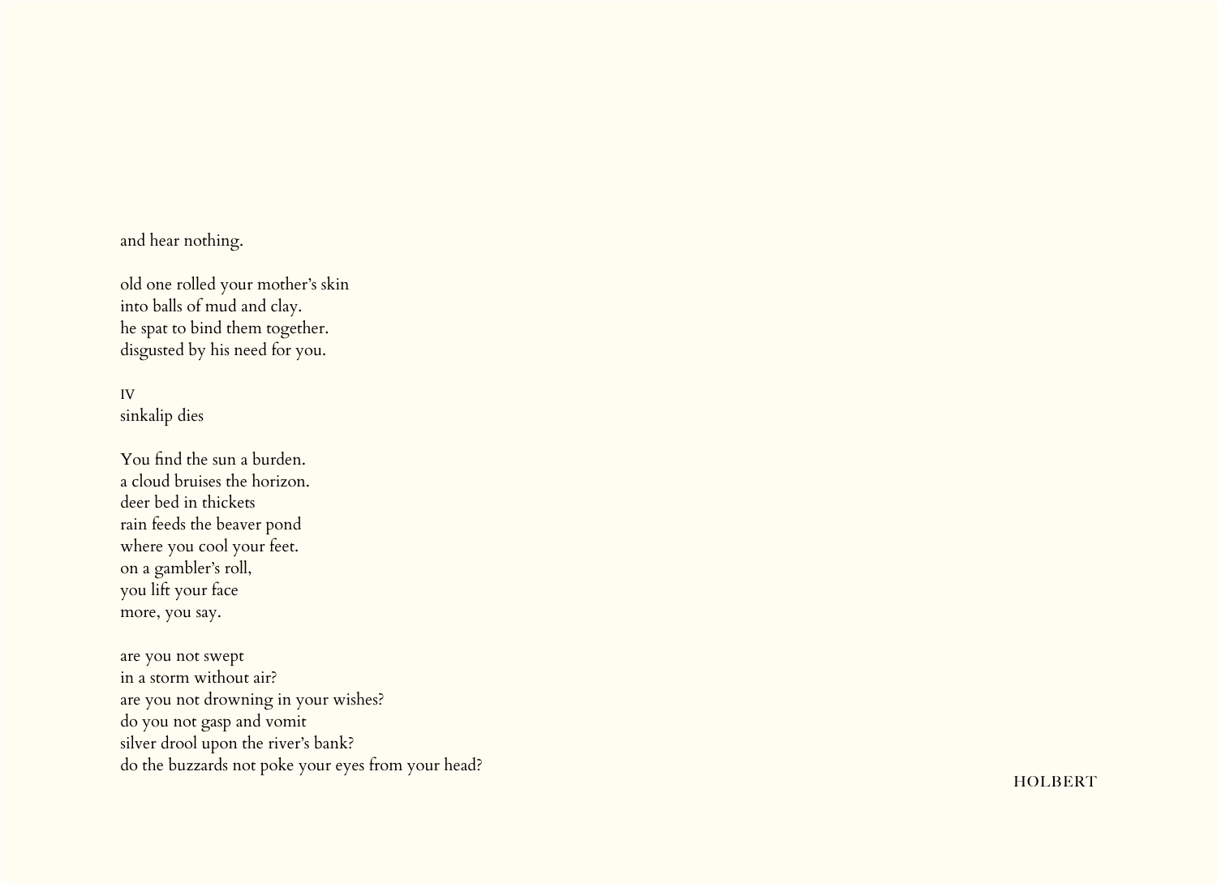and hear nothing.

old one rolled your mother's skin
into balls of mud and clay.
he spat to bind them together.
disgusted by his need for you.

IV
sinkalip dies

You find the sun a burden.
a cloud bruises the horizon.
deer bed in thickets
rain feeds the beaver pond
where you cool your feet.
on a gambler's roll,
you lift your face
more, you say.

are you not swept
in a storm without air?
are you not drowning in your wishes?
do you not gasp and vomit
silver drool upon the river's bank?
do the buzzards not poke your eyes from your head?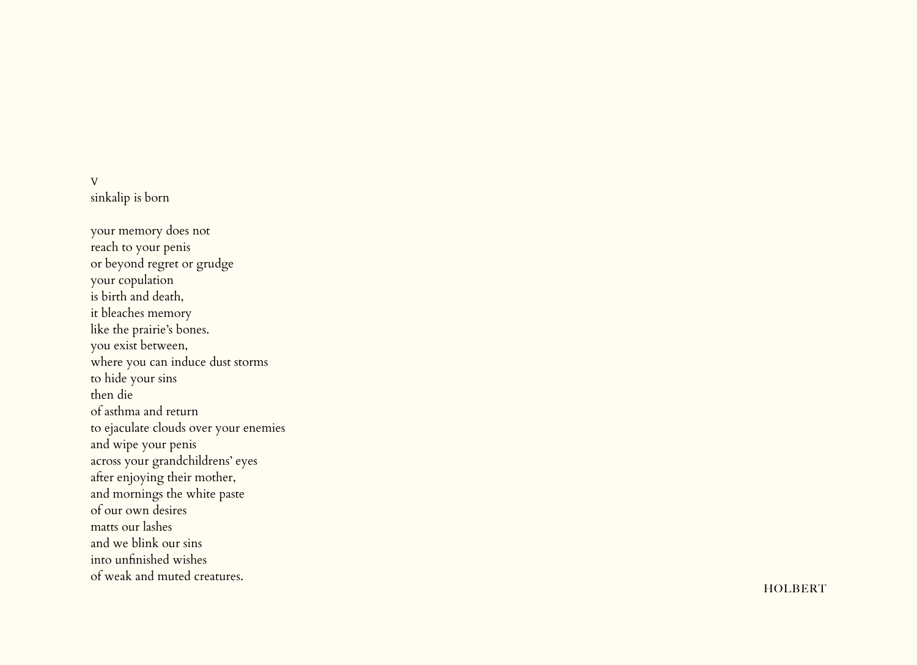v
sinkalip is born

your memory does not
reach to your penis
or beyond regret or grudge
your copulation
is birth and death,
it bleaches memory
like the prairie's bones.
you exist between,
where you can induce dust storms
to hide your sins
then die
of asthma and return
to ejaculate clouds over your enemies
and wipe your penis
across your grandchildrens' eyes
after enjoying their mother,
and mornings the white paste
of our own desires
matts our lashes
and we blink our sins
into unfinished wishes
of weak and muted creatures.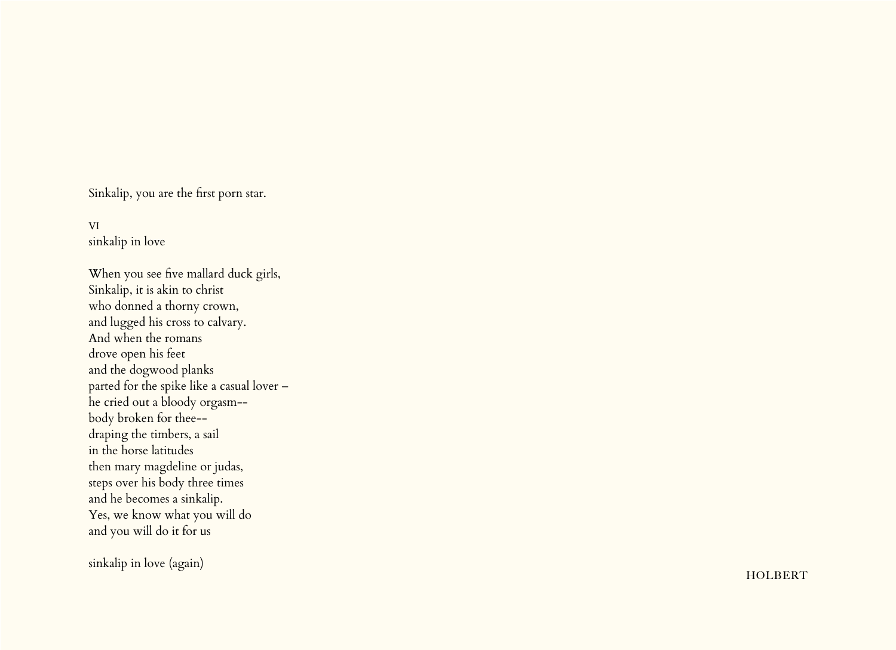Sinkalip, you are the first porn star.

VI
sinkalip in love

When you see five mallard duck girls,
Sinkalip, it is akin to christ
who donned a thorny crown,
and lugged his cross to calvary.
And when the romans
drove open his feet
and the dogwood planks
parted for the spike like a casual lover –
he cried out a bloody orgasm--
body broken for thee--
draping the timbers, a sail
in the horse latitudes
then mary magdeline or judas,
steps over his body three times
and he becomes a sinkalip.
Yes, we know what you will do
and you will do it for us

sinkalip in love (again)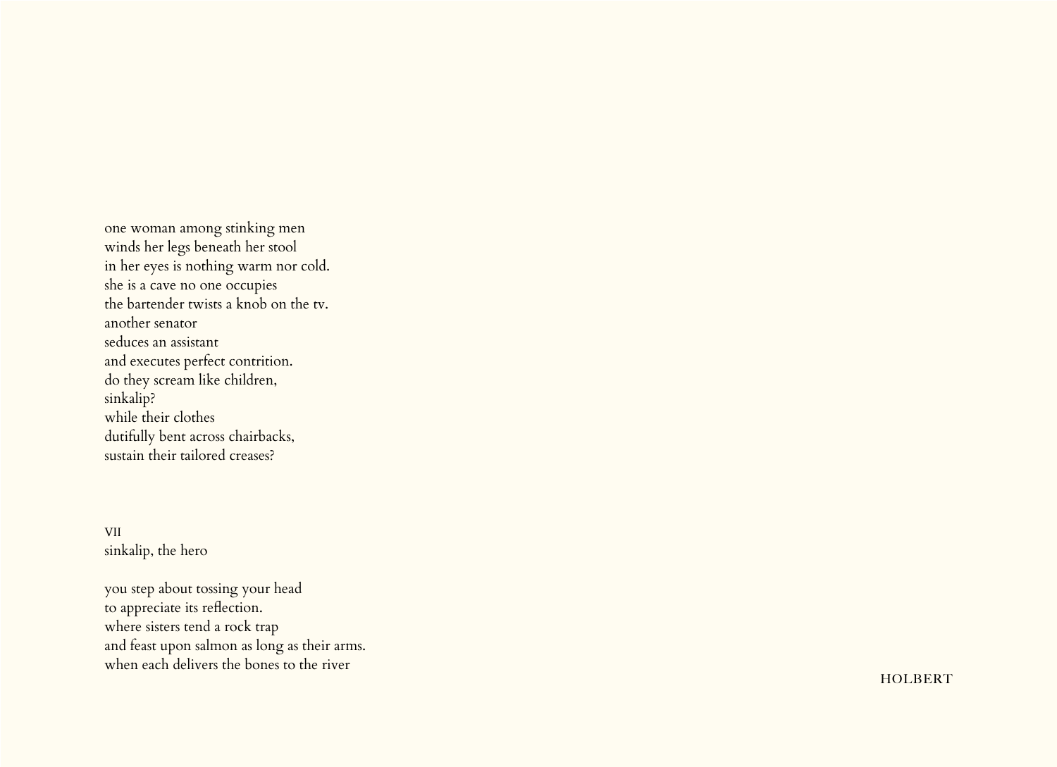one woman among stinking men  
winds her legs beneath her stool  
in her eyes is nothing warm nor cold.  
she is a cave no one occupies  
the bartender twists a knob on the tv.  
another senator  
seduces an assistant  
and executes perfect contrition.  
do they scream like children,  
sinkalip?  
while their clothes  
dutifully bent across chairbacks,  
sustain their tailored creases?

### VII
sinkalip, the hero

you step about tossing your head  
to appreciate its reflection.  
where sisters tend a rock trap  
and feast upon salmon as long as their arms.  
when each delivers the bones to the river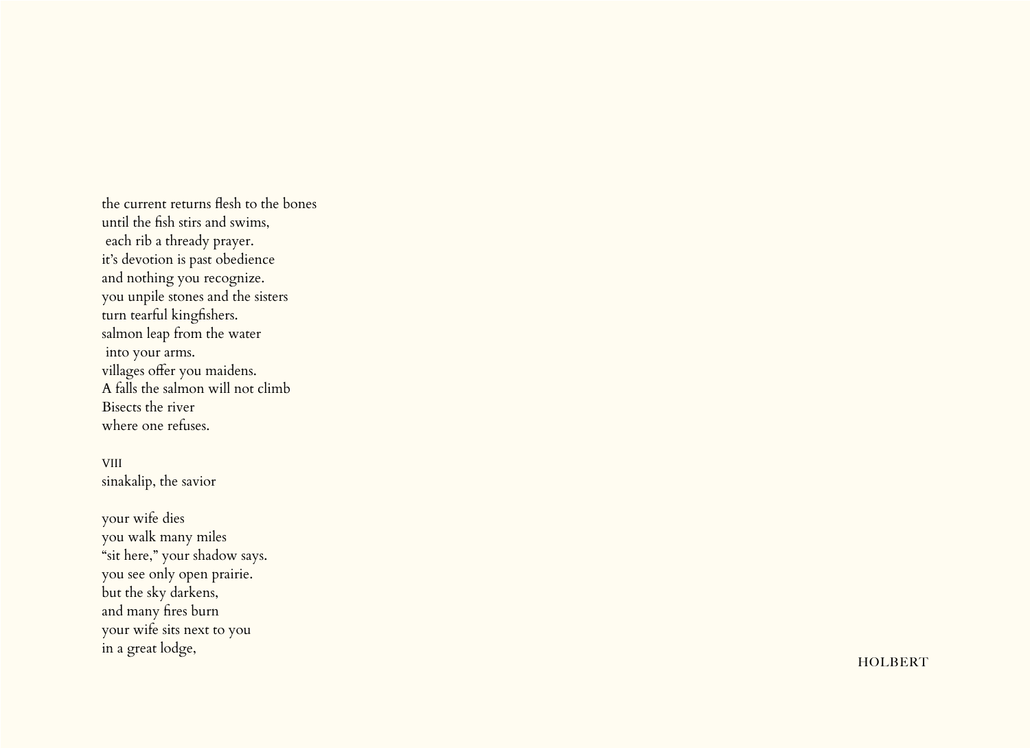the current returns flesh to the bones
until the fish stirs and swims,
 each rib a thready prayer.
it's devotion is past obedience
and nothing you recognize.
you unpile stones and the sisters
turn tearful kingfishers.
salmon leap from the water
 into your arms.
villages offer you maidens.
A falls the salmon will not climb
Bisects the river
where one refuses.

VIII
sinakalip, the savior

your wife dies
you walk many miles
"sit here," your shadow says.
you see only open prairie.
but the sky darkens,
and many fires burn
your wife sits next to you
in a great lodge,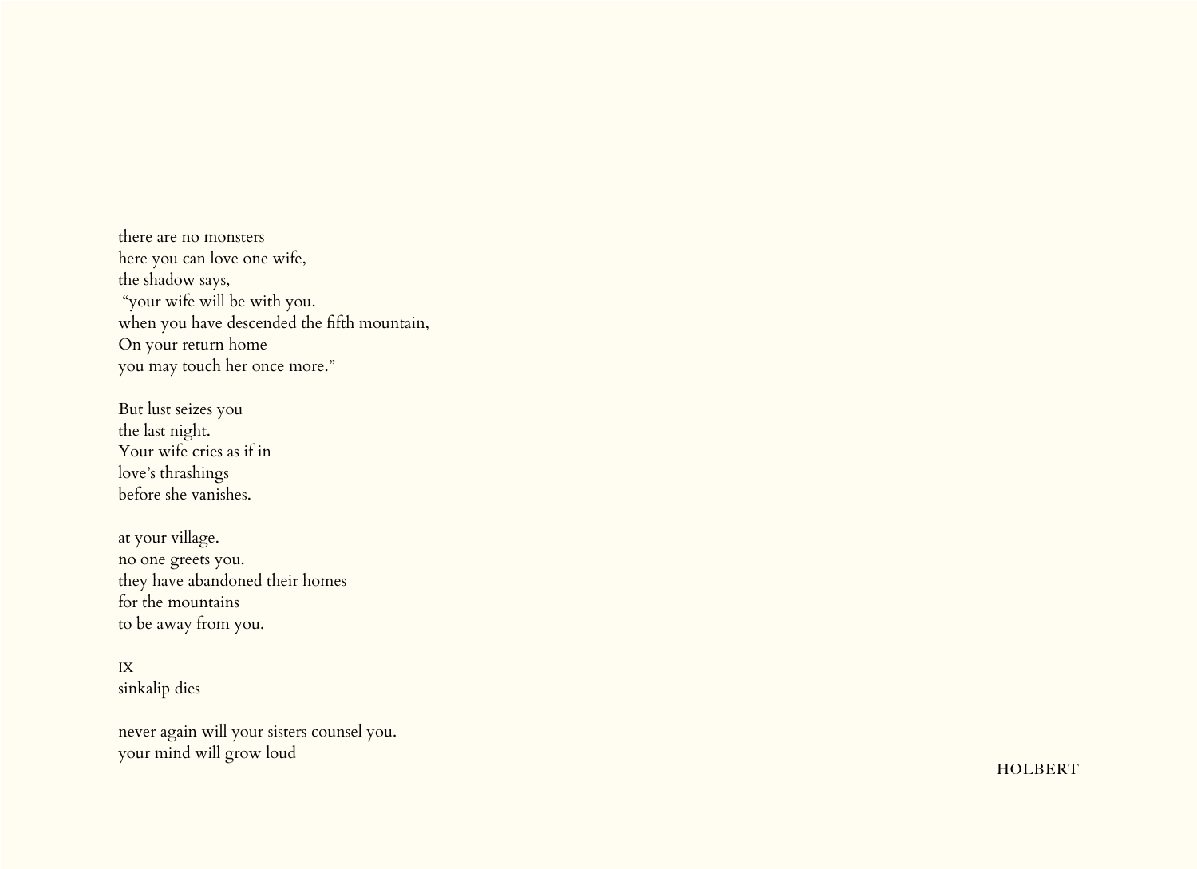there are no monsters  
here you can love one wife,  
the shadow says,  
"your wife will be with you.  
when you have descended the fifth mountain,  
On your return home  
you may touch her once more."

But lust seizes you  
the last night.  
Your wife cries as if in  
love's thrashings  
before she vanishes.

at your village.  
no one greets you.  
they have abandoned their homes  
for the mountains  
to be away from you.

IX  
sinkalip dies

never again will your sisters counsel you.  
your mind will grow loud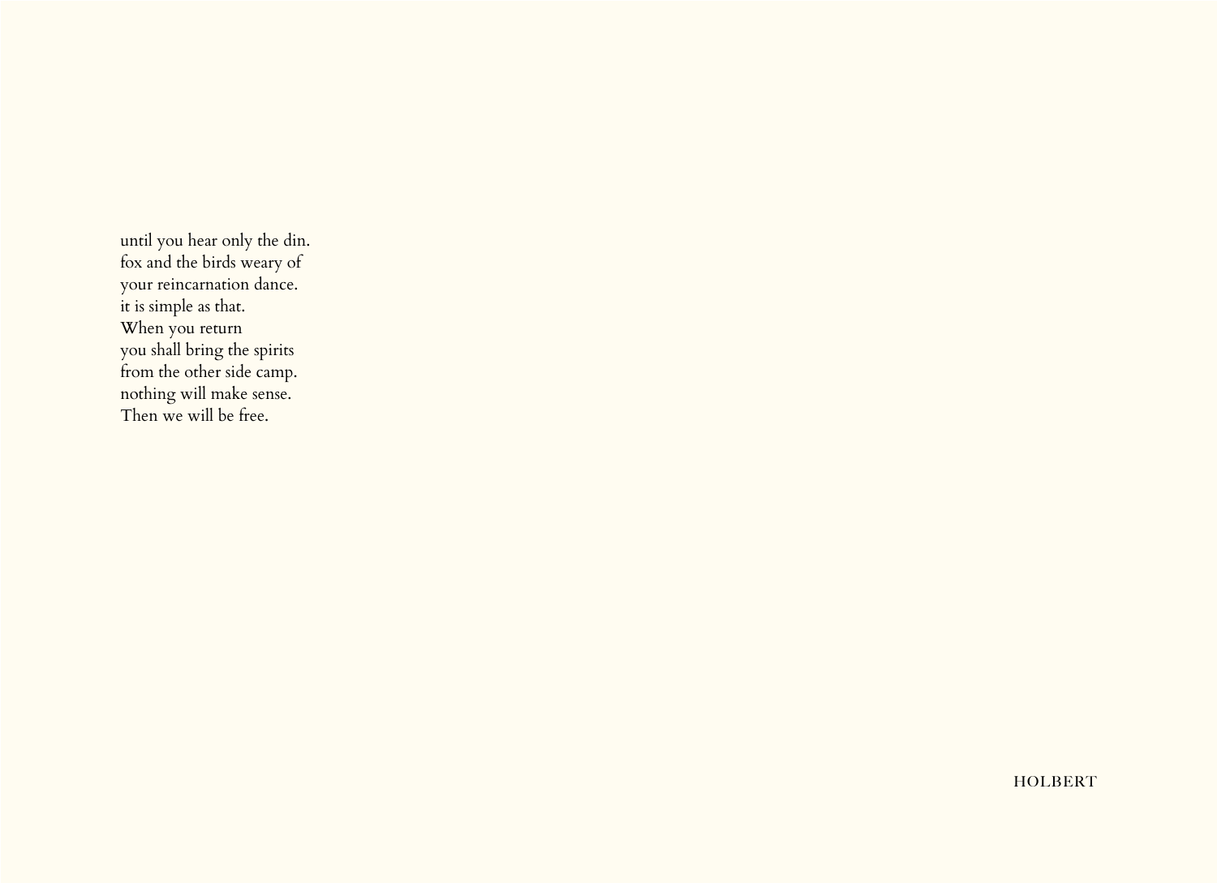until you hear only the din.
fox and the birds weary of
your reincarnation dance.
it is simple as that.
When you return
you shall bring the spirits
from the other side camp.
nothing will make sense.
Then we will be free.